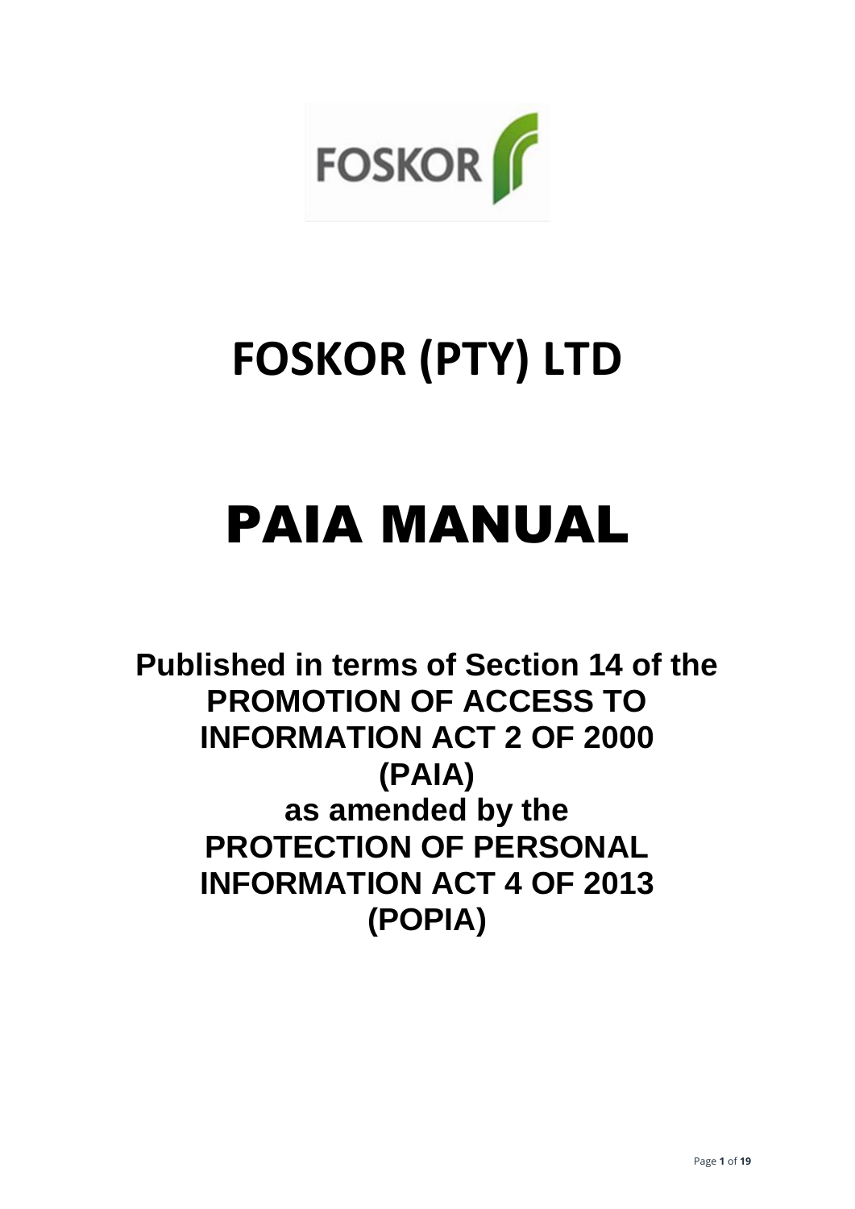# FOSKOR (PTY) LTD

# PAIA MANUAL

**Published in terms of Section 14 of the PROMOTION OF ACCESS TO INFORMATION ACT 2 OF 2000 (PAIA) as amended by the PROTECTION OF PERSONAL INFORMATION ACT 4 OF 2013 (POPIA)**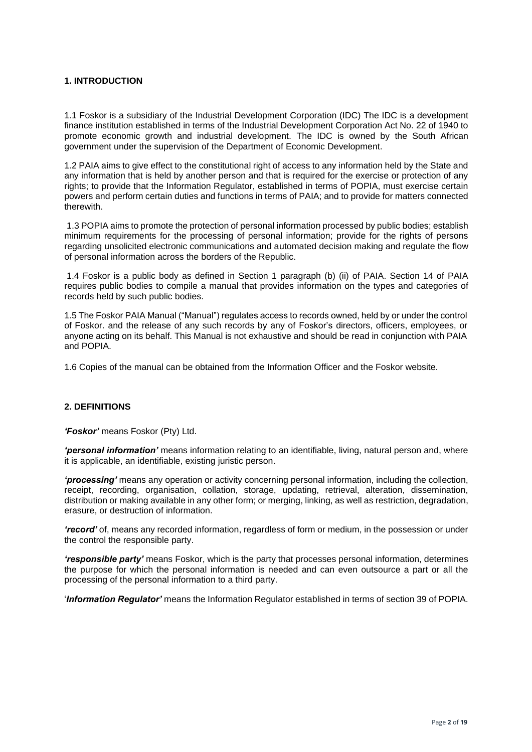## 1. INTRODUCTION

1.1 Foskor is a subsidiary of the Industrial Development Corporation (IDC) The IDC is a development finance institution established in terms of the Industrial Development Corporation Act No. 22 of 1940 to promote economic growth and industrial development. The IDC is owned by the South African government under the supervision of the Department of Economic Development.

1.2 PAIA aims to give effect to the constitutional right of access to any information held by the State and any information that is held by another person and that is required for the exercise or protection of any rights; to provide that the Information Regulator, established in terms of POPIA, must exercise certain powers and perform certain duties and functions in terms of PAIA; and to provide for matters connected therewith.

1.3 POPIA aims to promote the protection of personal information processed by public bodies; establish minimum requirements for the processing of personal information; provide for the rights of persons regarding unsolicited electronic communications and automated decision making and regulate the flow of personal information across the borders of the Republic.

1.4 Foskor is a public body as defined in Section 1 paragraph (b) (ii) of PAIA. Section 14 of PAIA requires public bodies to compile a manual that provides information on the types and categories of records held by such public bodies.

1.5 The Foskor PAIA Manual ("Manual") regulates access to records owned, held by or under the control of Foskor. and the release of any such records by any of Foskor's directors, officers, employees, or anyone acting on its behalf. This Manual is not exhaustive and should be read in conjunction with PAIA and POPIA.

1.6 Copies of the manual can be obtained from the Information Officer and the Foskor website.

## 2. DEFINITIONS

***'Foskor'*** means Foskor (Pty) Ltd.

***'personal information'*** means information relating to an identifiable, living, natural person and, where it is applicable, an identifiable, existing juristic person.

***'processing'*** means any operation or activity concerning personal information, including the collection, receipt, recording, organisation, collation, storage, updating, retrieval, alteration, dissemination, distribution or making available in any other form; or merging, linking, as well as restriction, degradation, erasure, or destruction of information.

***'record'*** of, means any recorded information, regardless of form or medium, in the possession or under the control the responsible party.

***'responsible party'*** means Foskor, which is the party that processes personal information, determines the purpose for which the personal information is needed and can even outsource a part or all the processing of the personal information to a third party.

'***Information Regulator'*** means the Information Regulator established in terms of section 39 of POPIA.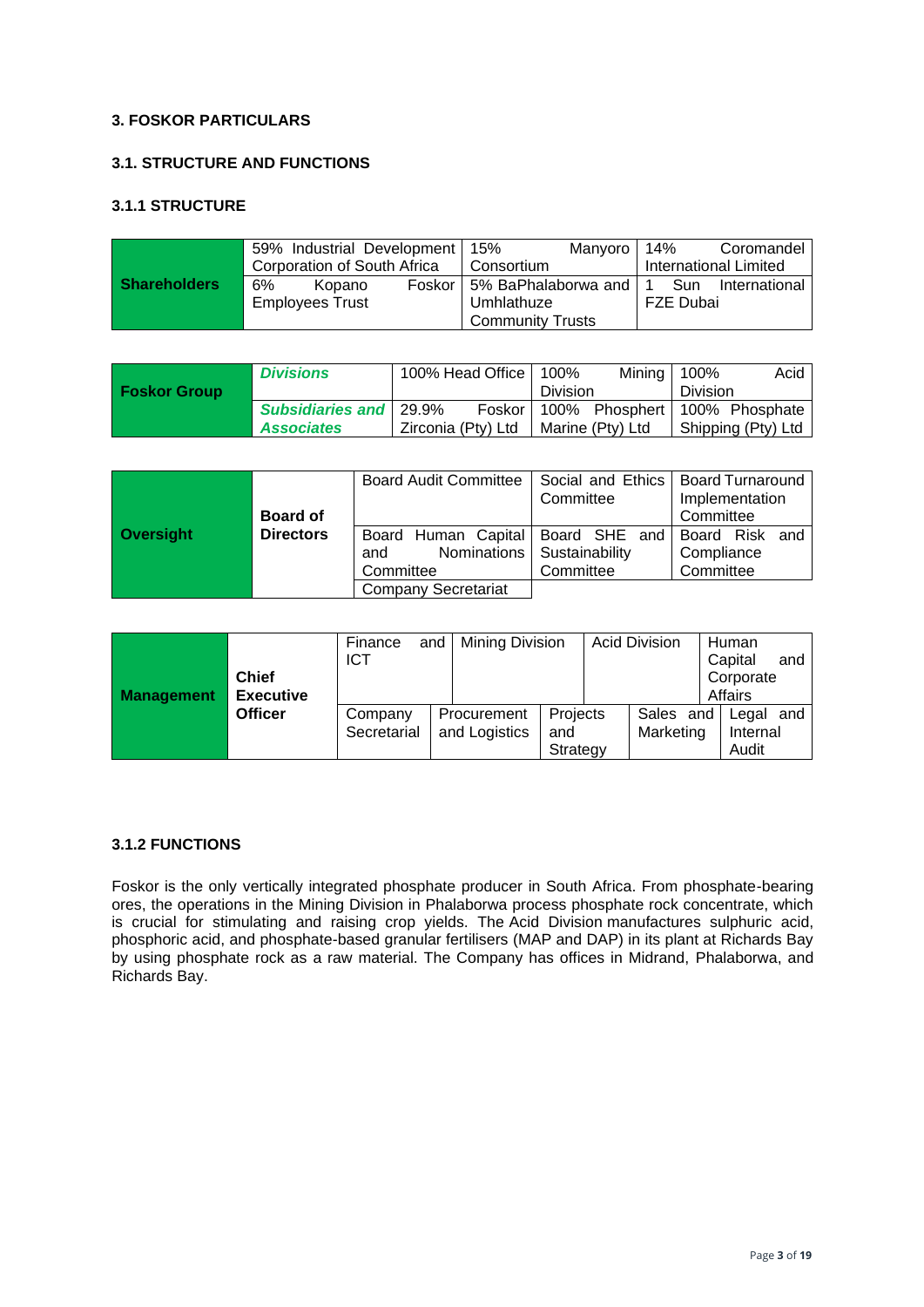### 3. FOSKOR PARTICULARS

### 3.1. STRUCTURE AND FUNCTIONS

#### 3.1.1 STRUCTURE

| **Shareholders** | | | |
|---|---|---|---|
| | 59% Industrial Development Corporation of South Africa | 15% Manyoro Consortium | 14% Coromandel International Limited |
| | 6% Kopano Foskor Employees Trust | 5% BaPhalaborwa and Umhlathuze Community Trusts | 1 Sun International FZE Dubai |

| **Foskor Group** | | | | |
|---|---|---|---|---|
| | ***Divisions*** | 100% Head Office | 100% Mining Division | 100% Acid Division |
| | ***Subsidiaries and Associates*** | 29.9% Foskor Zirconia (Pty) Ltd | 100% Phosphert Marine (Pty) Ltd | 100% Phosphate Shipping (Pty) Ltd |

| **Oversight** | **Board of Directors** | | | |
|---|---|---|---|---|
| | | Board Audit Committee | Social and Ethics Committee | Board Turnaround Implementation Committee |
| | | Board Human Capital and Nominations Committee | Board SHE and Sustainability Committee | Board Risk and Compliance Committee |
| | | Company Secretariat | | |

| **Management** | **Chief Executive Officer** | | | | |
|---|---|---|---|---|---|
| | | Finance and ICT | Mining Division | Acid Division | Human Capital and Corporate Affairs |
| | | Company Secretarial | Procurement and Logistics | Projects and Strategy | Sales and Marketing |
| | | Legal and Internal Audit | | | |

#### 3.1.2 FUNCTIONS

Foskor is the only vertically integrated phosphate producer in South Africa. From phosphate-bearing ores, the operations in the Mining Division in Phalaborwa process phosphate rock concentrate, which is crucial for stimulating and raising crop yields. The Acid Division manufactures sulphuric acid, phosphoric acid, and phosphate-based granular fertilisers (MAP and DAP) in its plant at Richards Bay by using phosphate rock as a raw material. The Company has offices in Midrand, Phalaborwa, and Richards Bay.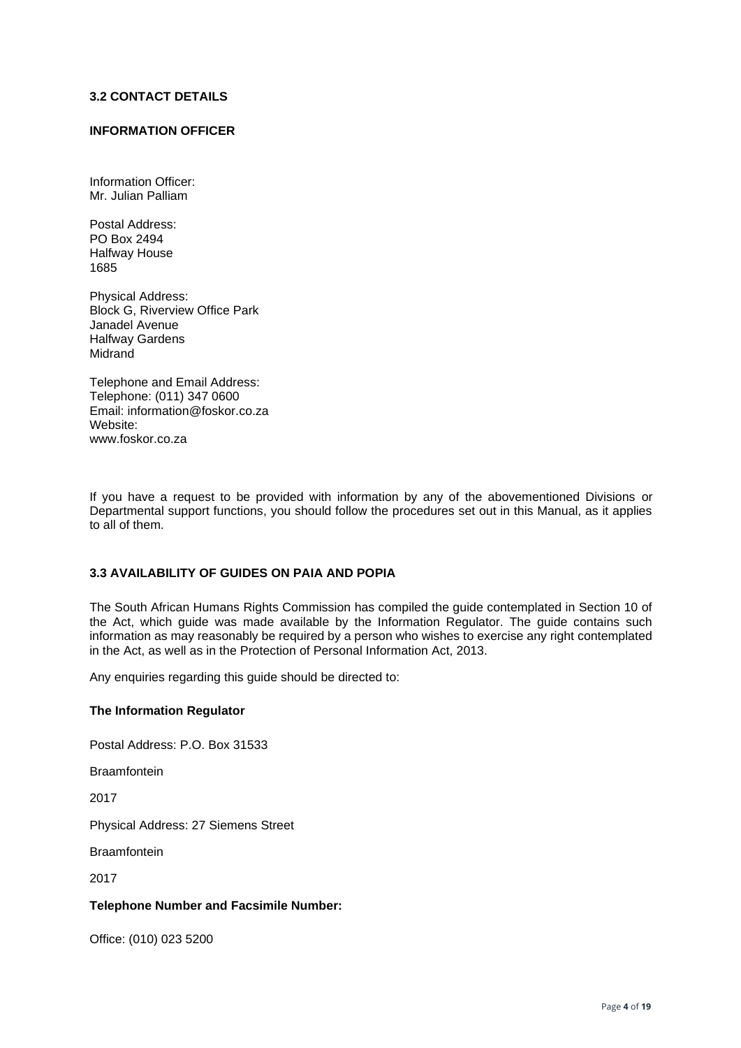### 3.2 CONTACT DETAILS

**INFORMATION OFFICER**

Information Officer:
Mr. Julian Palliam

Postal Address:
PO Box 2494
Halfway House
1685

Physical Address:
Block G, Riverview Office Park
Janadel Avenue
Halfway Gardens
Midrand

Telephone and Email Address:
Telephone: (011) 347 0600
Email: information@foskor.co.za
Website:
www.foskor.co.za

If you have a request to be provided with information by any of the abovementioned Divisions or Departmental support functions, you should follow the procedures set out in this Manual, as it applies to all of them.

### 3.3 AVAILABILITY OF GUIDES ON PAIA AND POPIA

The South African Humans Rights Commission has compiled the guide contemplated in Section 10 of the Act, which guide was made available by the Information Regulator. The guide contains such information as may reasonably be required by a person who wishes to exercise any right contemplated in the Act, as well as in the Protection of Personal Information Act, 2013.

Any enquiries regarding this guide should be directed to:

**The Information Regulator**

Postal Address: P.O. Box 31533

Braamfontein

2017

Physical Address: 27 Siemens Street

Braamfontein

2017

**Telephone Number and Facsimile Number:**

Office: (010) 023 5200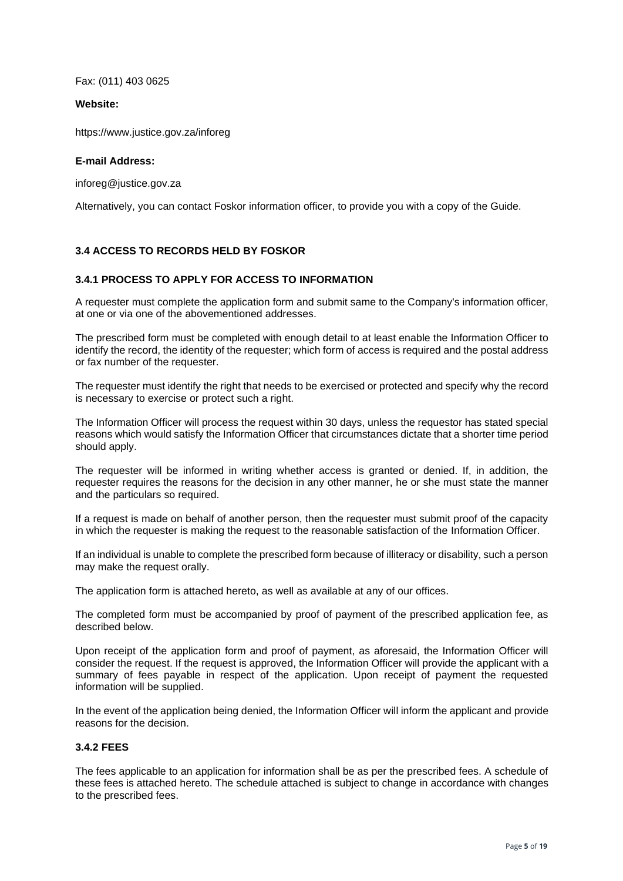Fax: (011) 403 0625

**Website:**

https://www.justice.gov.za/inforeg

**E-mail Address:**

inforeg@justice.gov.za

Alternatively, you can contact Foskor information officer, to provide you with a copy of the Guide.

### 3.4 ACCESS TO RECORDS HELD BY FOSKOR

#### 3.4.1 PROCESS TO APPLY FOR ACCESS TO INFORMATION

A requester must complete the application form and submit same to the Company's information officer, at one or via one of the abovementioned addresses.

The prescribed form must be completed with enough detail to at least enable the Information Officer to identify the record, the identity of the requester; which form of access is required and the postal address or fax number of the requester.

The requester must identify the right that needs to be exercised or protected and specify why the record is necessary to exercise or protect such a right.

The Information Officer will process the request within 30 days, unless the requestor has stated special reasons which would satisfy the Information Officer that circumstances dictate that a shorter time period should apply.

The requester will be informed in writing whether access is granted or denied. If, in addition, the requester requires the reasons for the decision in any other manner, he or she must state the manner and the particulars so required.

If a request is made on behalf of another person, then the requester must submit proof of the capacity in which the requester is making the request to the reasonable satisfaction of the Information Officer.

If an individual is unable to complete the prescribed form because of illiteracy or disability, such a person may make the request orally.

The application form is attached hereto, as well as available at any of our offices.

The completed form must be accompanied by proof of payment of the prescribed application fee, as described below.

Upon receipt of the application form and proof of payment, as aforesaid, the Information Officer will consider the request. If the request is approved, the Information Officer will provide the applicant with a summary of fees payable in respect of the application. Upon receipt of payment the requested information will be supplied.

In the event of the application being denied, the Information Officer will inform the applicant and provide reasons for the decision.

#### 3.4.2 FEES

The fees applicable to an application for information shall be as per the prescribed fees. A schedule of these fees is attached hereto. The schedule attached is subject to change in accordance with changes to the prescribed fees.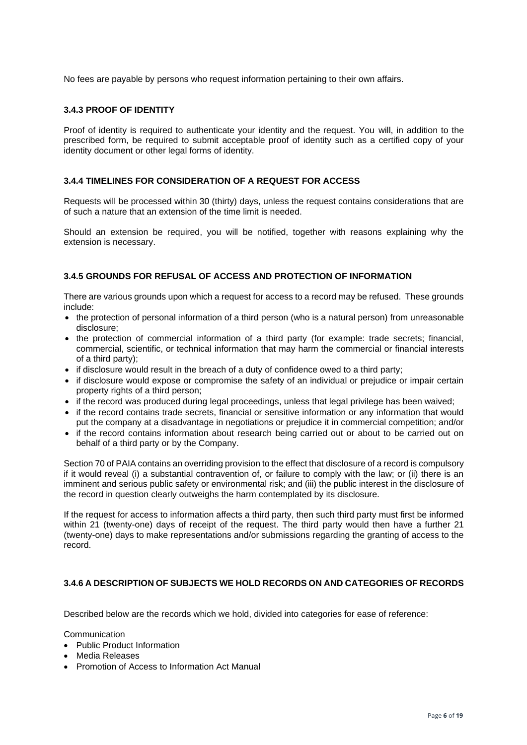No fees are payable by persons who request information pertaining to their own affairs.

### 3.4.3 PROOF OF IDENTITY

Proof of identity is required to authenticate your identity and the request. You will, in addition to the prescribed form, be required to submit acceptable proof of identity such as a certified copy of your identity document or other legal forms of identity.

### 3.4.4 TIMELINES FOR CONSIDERATION OF A REQUEST FOR ACCESS

Requests will be processed within 30 (thirty) days, unless the request contains considerations that are of such a nature that an extension of the time limit is needed.

Should an extension be required, you will be notified, together with reasons explaining why the extension is necessary.

### 3.4.5 GROUNDS FOR REFUSAL OF ACCESS AND PROTECTION OF INFORMATION

There are various grounds upon which a request for access to a record may be refused. These grounds include:

- the protection of personal information of a third person (who is a natural person) from unreasonable disclosure;
- the protection of commercial information of a third party (for example: trade secrets; financial, commercial, scientific, or technical information that may harm the commercial or financial interests of a third party);
- if disclosure would result in the breach of a duty of confidence owed to a third party;
- if disclosure would expose or compromise the safety of an individual or prejudice or impair certain property rights of a third person;
- if the record was produced during legal proceedings, unless that legal privilege has been waived;
- if the record contains trade secrets, financial or sensitive information or any information that would put the company at a disadvantage in negotiations or prejudice it in commercial competition; and/or
- if the record contains information about research being carried out or about to be carried out on behalf of a third party or by the Company.

Section 70 of PAIA contains an overriding provision to the effect that disclosure of a record is compulsory if it would reveal (i) a substantial contravention of, or failure to comply with the law; or (ii) there is an imminent and serious public safety or environmental risk; and (iii) the public interest in the disclosure of the record in question clearly outweighs the harm contemplated by its disclosure.

If the request for access to information affects a third party, then such third party must first be informed within 21 (twenty-one) days of receipt of the request. The third party would then have a further 21 (twenty-one) days to make representations and/or submissions regarding the granting of access to the record.

### 3.4.6 A DESCRIPTION OF SUBJECTS WE HOLD RECORDS ON AND CATEGORIES OF RECORDS

Described below are the records which we hold, divided into categories for ease of reference:

Communication

- Public Product Information
- Media Releases
- Promotion of Access to Information Act Manual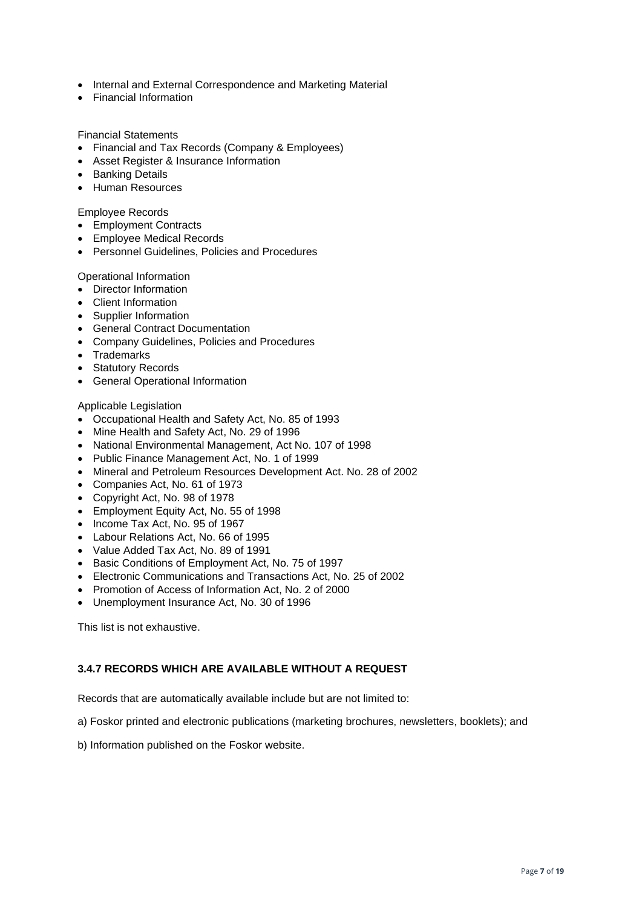- Internal and External Correspondence and Marketing Material
- Financial Information

Financial Statements

- Financial and Tax Records (Company & Employees)
- Asset Register & Insurance Information
- Banking Details
- Human Resources

Employee Records

- Employment Contracts
- Employee Medical Records
- Personnel Guidelines, Policies and Procedures

Operational Information

- Director Information
- Client Information
- Supplier Information
- General Contract Documentation
- Company Guidelines, Policies and Procedures
- Trademarks
- Statutory Records
- General Operational Information

Applicable Legislation

- Occupational Health and Safety Act, No. 85 of 1993
- Mine Health and Safety Act, No. 29 of 1996
- National Environmental Management, Act No. 107 of 1998
- Public Finance Management Act, No. 1 of 1999
- Mineral and Petroleum Resources Development Act. No. 28 of 2002
- Companies Act, No. 61 of 1973
- Copyright Act, No. 98 of 1978
- Employment Equity Act, No. 55 of 1998
- Income Tax Act, No. 95 of 1967
- Labour Relations Act, No. 66 of 1995
- Value Added Tax Act, No. 89 of 1991
- Basic Conditions of Employment Act, No. 75 of 1997
- Electronic Communications and Transactions Act, No. 25 of 2002
- Promotion of Access of Information Act, No. 2 of 2000
- Unemployment Insurance Act, No. 30 of 1996

This list is not exhaustive.

#### 3.4.7 RECORDS WHICH ARE AVAILABLE WITHOUT A REQUEST

Records that are automatically available include but are not limited to:

a) Foskor printed and electronic publications (marketing brochures, newsletters, booklets); and

b) Information published on the Foskor website.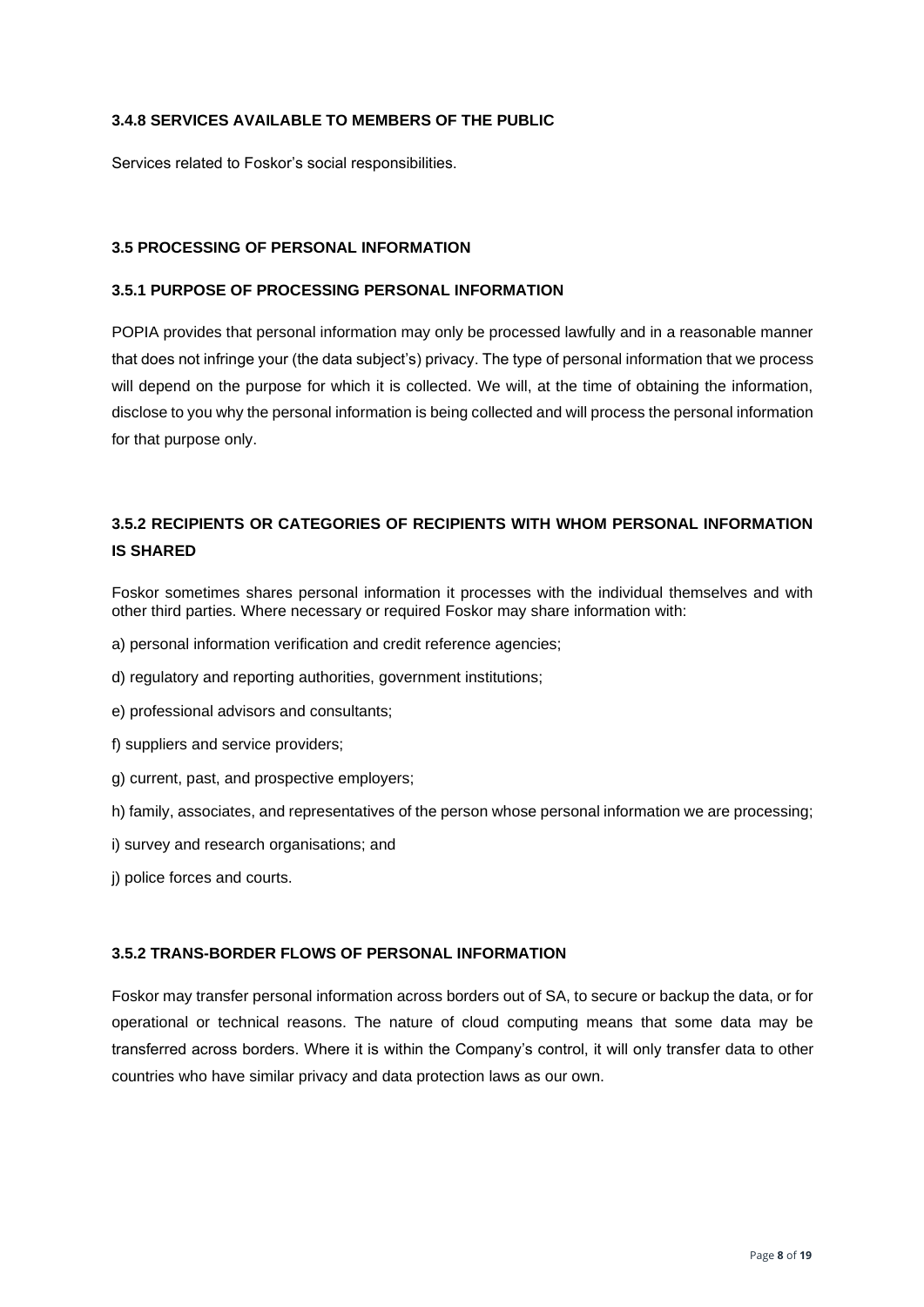### 3.4.8 SERVICES AVAILABLE TO MEMBERS OF THE PUBLIC

Services related to Foskor's social responsibilities.

### 3.5 PROCESSING OF PERSONAL INFORMATION

### 3.5.1 PURPOSE OF PROCESSING PERSONAL INFORMATION

POPIA provides that personal information may only be processed lawfully and in a reasonable manner that does not infringe your (the data subject's) privacy. The type of personal information that we process will depend on the purpose for which it is collected. We will, at the time of obtaining the information, disclose to you why the personal information is being collected and will process the personal information for that purpose only.

### 3.5.2 RECIPIENTS OR CATEGORIES OF RECIPIENTS WITH WHOM PERSONAL INFORMATION IS SHARED

Foskor sometimes shares personal information it processes with the individual themselves and with other third parties. Where necessary or required Foskor may share information with:

a) personal information verification and credit reference agencies;

d) regulatory and reporting authorities, government institutions;

e) professional advisors and consultants;

f) suppliers and service providers;

g) current, past, and prospective employers;

h) family, associates, and representatives of the person whose personal information we are processing;

i) survey and research organisations; and

j) police forces and courts.

### 3.5.2 TRANS-BORDER FLOWS OF PERSONAL INFORMATION

Foskor may transfer personal information across borders out of SA, to secure or backup the data, or for operational or technical reasons. The nature of cloud computing means that some data may be transferred across borders. Where it is within the Company's control, it will only transfer data to other countries who have similar privacy and data protection laws as our own.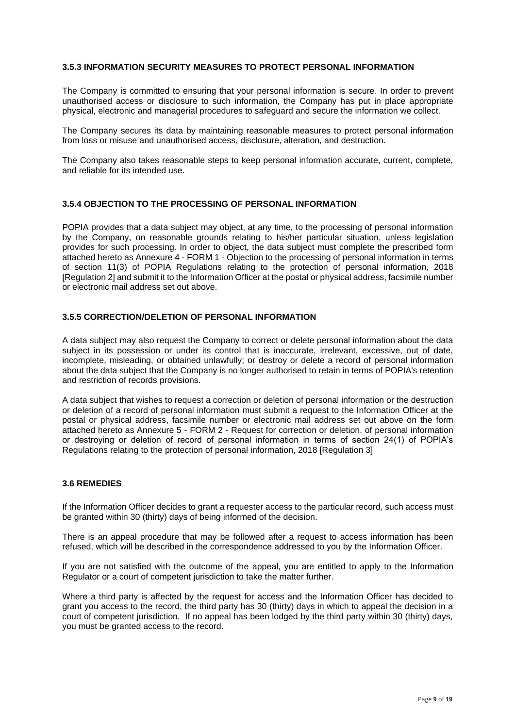### 3.5.3 INFORMATION SECURITY MEASURES TO PROTECT PERSONAL INFORMATION

The Company is committed to ensuring that your personal information is secure. In order to prevent unauthorised access or disclosure to such information, the Company has put in place appropriate physical, electronic and managerial procedures to safeguard and secure the information we collect.

The Company secures its data by maintaining reasonable measures to protect personal information from loss or misuse and unauthorised access, disclosure, alteration, and destruction.

The Company also takes reasonable steps to keep personal information accurate, current, complete, and reliable for its intended use.

### 3.5.4 OBJECTION TO THE PROCESSING OF PERSONAL INFORMATION

POPIA provides that a data subject may object, at any time, to the processing of personal information by the Company, on reasonable grounds relating to his/her particular situation, unless legislation provides for such processing. In order to object, the data subject must complete the prescribed form attached hereto as Annexure 4 - FORM 1 - Objection to the processing of personal information in terms of section 11(3) of POPIA Regulations relating to the protection of personal information, 2018 [Regulation 2] and submit it to the Information Officer at the postal or physical address, facsimile number or electronic mail address set out above.

### 3.5.5 CORRECTION/DELETION OF PERSONAL INFORMATION

A data subject may also request the Company to correct or delete personal information about the data subject in its possession or under its control that is inaccurate, irrelevant, excessive, out of date, incomplete, misleading, or obtained unlawfully; or destroy or delete a record of personal information about the data subject that the Company is no longer authorised to retain in terms of POPIA's retention and restriction of records provisions.

A data subject that wishes to request a correction or deletion of personal information or the destruction or deletion of a record of personal information must submit a request to the Information Officer at the postal or physical address, facsimile number or electronic mail address set out above on the form attached hereto as Annexure 5 - FORM 2 - Request for correction or deletion. of personal information or destroying or deletion of record of personal information in terms of section 24(1) of POPIA's Regulations relating to the protection of personal information, 2018 [Regulation 3]

### 3.6 REMEDIES

If the Information Officer decides to grant a requester access to the particular record, such access must be granted within 30 (thirty) days of being informed of the decision.

There is an appeal procedure that may be followed after a request to access information has been refused, which will be described in the correspondence addressed to you by the Information Officer.

If you are not satisfied with the outcome of the appeal, you are entitled to apply to the Information Regulator or a court of competent jurisdiction to take the matter further.

Where a third party is affected by the request for access and the Information Officer has decided to grant you access to the record, the third party has 30 (thirty) days in which to appeal the decision in a court of competent jurisdiction. If no appeal has been lodged by the third party within 30 (thirty) days, you must be granted access to the record.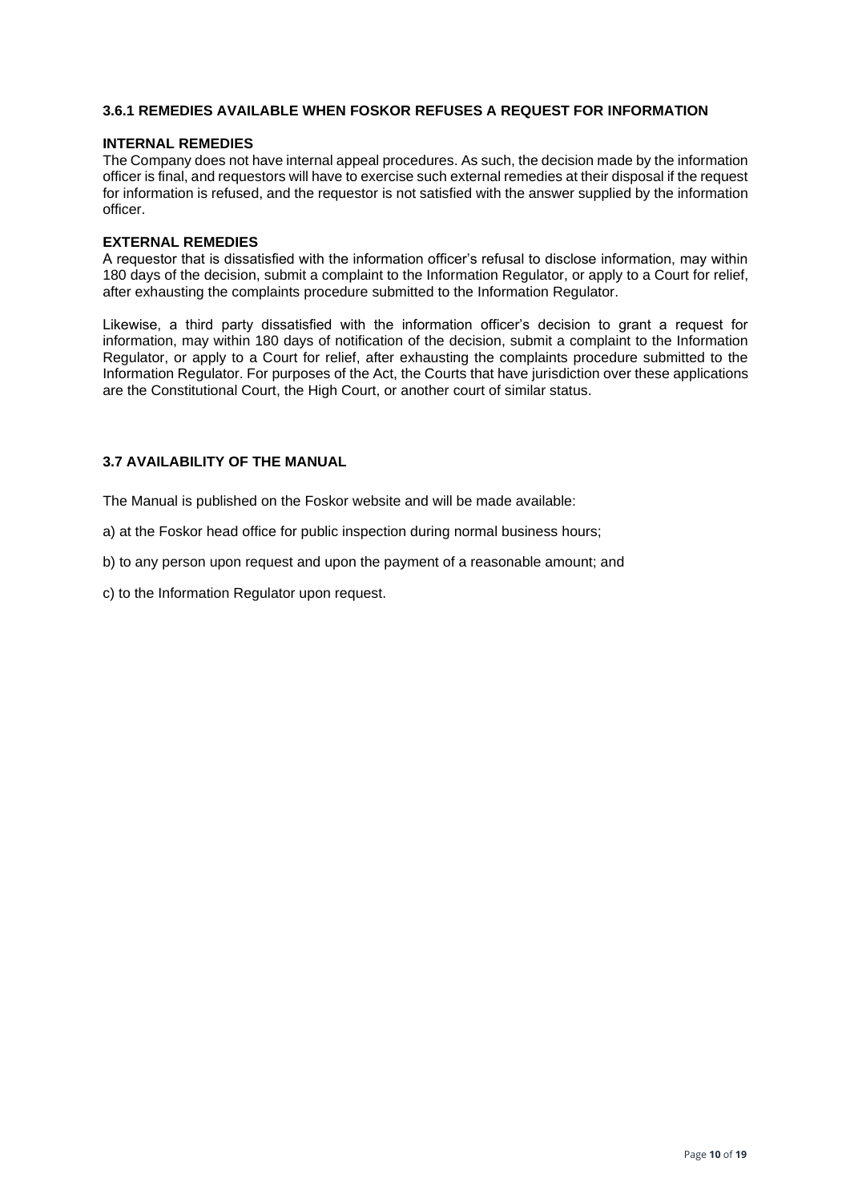### 3.6.1 REMEDIES AVAILABLE WHEN FOSKOR REFUSES A REQUEST FOR INFORMATION

**INTERNAL REMEDIES**

The Company does not have internal appeal procedures. As such, the decision made by the information officer is final, and requestors will have to exercise such external remedies at their disposal if the request for information is refused, and the requestor is not satisfied with the answer supplied by the information officer.

**EXTERNAL REMEDIES**

A requestor that is dissatisfied with the information officer's refusal to disclose information, may within 180 days of the decision, submit a complaint to the Information Regulator, or apply to a Court for relief, after exhausting the complaints procedure submitted to the Information Regulator.

Likewise, a third party dissatisfied with the information officer's decision to grant a request for information, may within 180 days of notification of the decision, submit a complaint to the Information Regulator, or apply to a Court for relief, after exhausting the complaints procedure submitted to the Information Regulator. For purposes of the Act, the Courts that have jurisdiction over these applications are the Constitutional Court, the High Court, or another court of similar status.

### 3.7 AVAILABILITY OF THE MANUAL

The Manual is published on the Foskor website and will be made available:

a) at the Foskor head office for public inspection during normal business hours;

b) to any person upon request and upon the payment of a reasonable amount; and

c) to the Information Regulator upon request.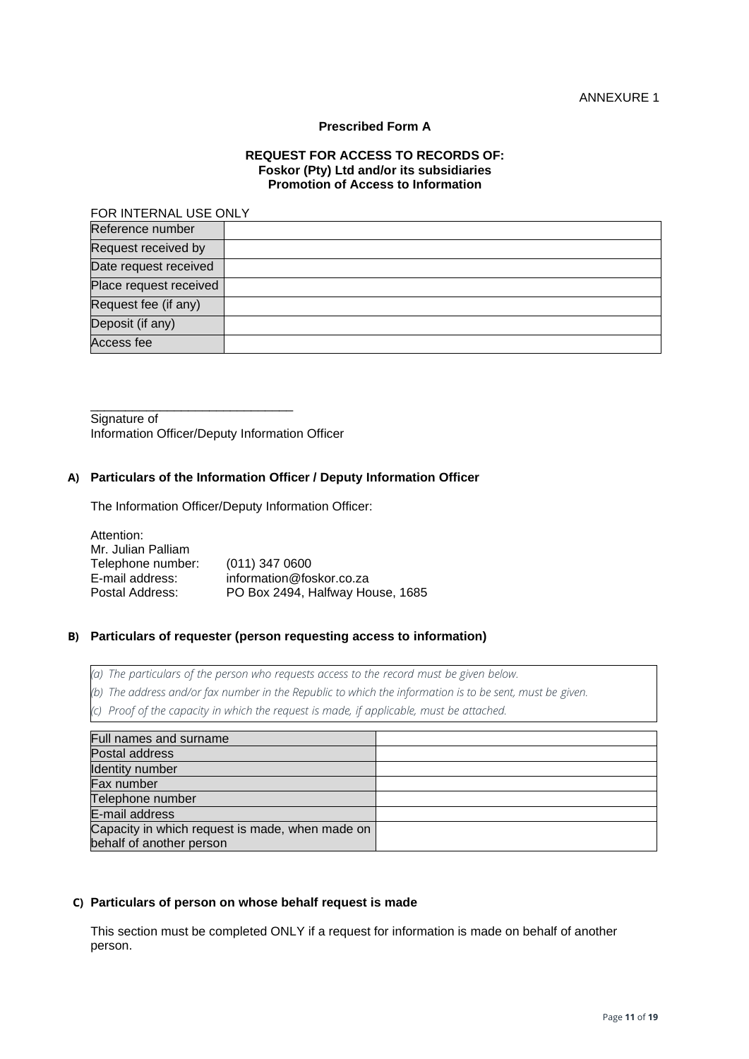ANNEXURE 1

**Prescribed Form A**

**REQUEST FOR ACCESS TO RECORDS OF:**
**Foskor (Pty) Ltd and/or its subsidiaries**
**Promotion of Access to Information**

FOR INTERNAL USE ONLY

| Reference number | |
|---|---|
| Request received by | |
| Date request received | |
| Place request received | |
| Request fee (if any) | |
| Deposit (if any) | |
| Access fee | |

______________________________
Signature of
Information Officer/Deputy Information Officer

**A) Particulars of the Information Officer / Deputy Information Officer**

The Information Officer/Deputy Information Officer:

Attention:
Mr. Julian Palliam
Telephone number: (011) 347 0600
E-mail address: information@foskor.co.za
Postal Address: PO Box 2494, Halfway House, 1685

**B) Particulars of requester (person requesting access to information)**

*(a) The particulars of the person who requests access to the record must be given below.*
*(b) The address and/or fax number in the Republic to which the information is to be sent, must be given.*
*(c) Proof of the capacity in which the request is made, if applicable, must be attached.*

| Full names and surname | |
|---|---|
| Postal address | |
| Identity number | |
| Fax number | |
| Telephone number | |
| E-mail address | |
| Capacity in which request is made, when made on behalf of another person | |

**C) Particulars of person on whose behalf request is made**

This section must be completed ONLY if a request for information is made on behalf of another person.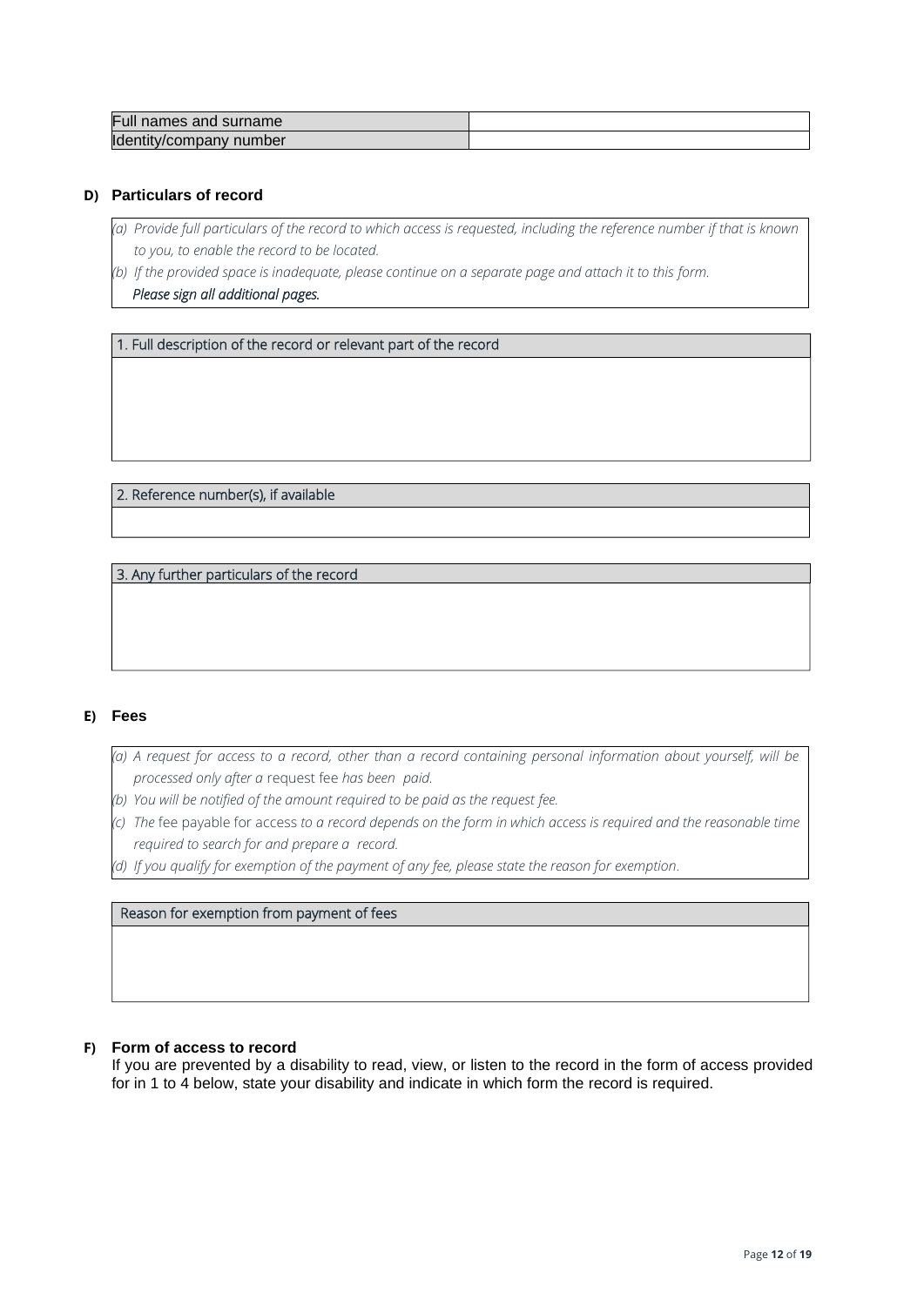| Full names and surname | |
|---|---|
| Identity/company number | |

### D) Particulars of record

*(a) Provide full particulars of the record to which access is requested, including the reference number if that is known to you, to enable the record to be located.*

*(b) If the provided space is inadequate, please continue on a separate page and attach it to this form.* ***Please sign all additional pages.***

| 1. Full description of the record or relevant part of the record |
|---|
| |

| 2. Reference number(s), if available |
|---|
| |

| 3. Any further particulars of the record |
|---|
| |

### E) Fees

*(a) A request for access to a record, other than a record containing personal information about yourself, will be processed only after a* request fee *has been paid.*

*(b) You will be notified of the amount required to be paid as the request fee.*

*(c) The* fee payable for access *to a record depends on the form in which access is required and the reasonable time required to search for and prepare a record.*

*(d) If you qualify for exemption of the payment of any fee, please state the reason for exemption.*

| Reason for exemption from payment of fees |
|---|
| |

### F) Form of access to record

If you are prevented by a disability to read, view, or listen to the record in the form of access provided for in 1 to 4 below, state your disability and indicate in which form the record is required.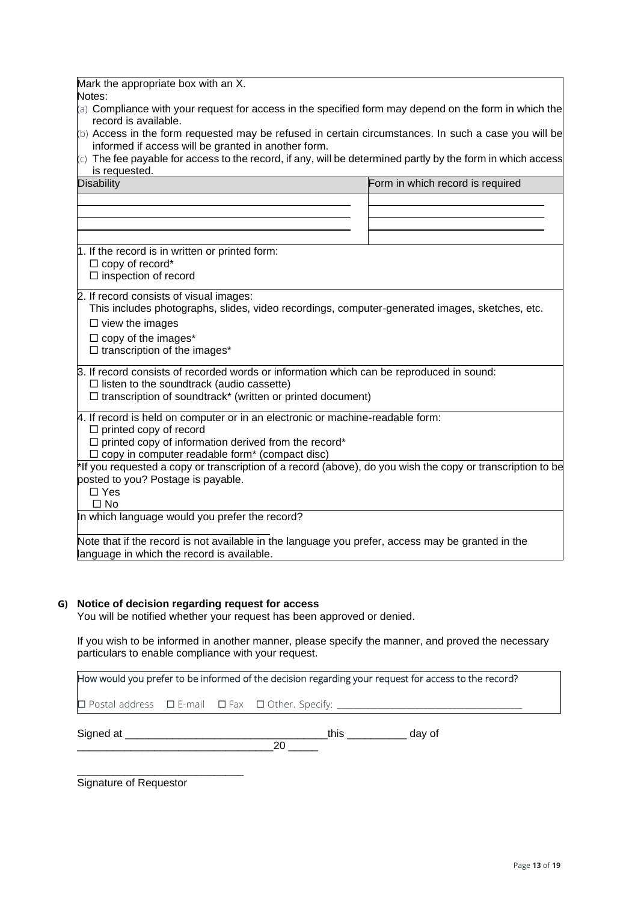Mark the appropriate box with an X.

Notes:

(a) Compliance with your request for access in the specified form may depend on the form in which the record is available.

(b) Access in the form requested may be refused in certain circumstances. In such a case you will be informed if access will be granted in another form.

(c) The fee payable for access to the record, if any, will be determined partly by the form in which access is requested.

| Disability | Form in which record is required |
| --- | --- |
| | |

1. If the record is in written or printed form:
   - ☐ copy of record*
   - ☐ inspection of record

2. If record consists of visual images:
   This includes photographs, slides, video recordings, computer-generated images, sketches, etc.
   - ☐ view the images
   - ☐ copy of the images*
   - ☐ transcription of the images*

3. If record consists of recorded words or information which can be reproduced in sound:
   - ☐ listen to the soundtrack (audio cassette)
   - ☐ transcription of soundtrack* (written or printed document)

4. If record is held on computer or in an electronic or machine-readable form:
   - ☐ printed copy of record
   - ☐ printed copy of information derived from the record*
   - ☐ copy in computer readable form* (compact disc)

*If you requested a copy or transcription of a record (above), do you wish the copy or transcription to be posted to you? Postage is payable.
- ☐ Yes
- ☐ No

In which language would you prefer the record?

\_\_\_\_\_\_\_\_\_\_\_\_\_\_\_\_\_\_\_\_\_\_\_\_\_\_\_\_\_\_

Note that if the record is not available in the language you prefer, access may be granted in the language in which the record is available.

### G) Notice of decision regarding request for access

You will be notified whether your request has been approved or denied.

If you wish to be informed in another manner, please specify the manner, and proved the necessary particulars to enable compliance with your request.

How would you prefer to be informed of the decision regarding your request for access to the record?

☐ Postal address ☐ E-mail ☐ Fax ☐ Other. Specify: \_\_\_\_\_\_\_\_\_\_\_\_\_\_\_\_\_\_\_\_\_\_\_\_\_\_\_\_\_\_\_\_\_\_\_\_

Signed at \_\_\_\_\_\_\_\_\_\_\_\_\_\_\_\_\_\_\_\_\_\_\_\_\_\_\_\_\_\_\_\_\_\_this \_\_\_\_\_\_\_\_\_\_ day of \_\_\_\_\_\_\_\_\_\_\_\_\_\_\_\_\_\_\_\_\_\_\_\_\_\_\_\_\_\_\_\_\_20 \_\_\_\_\_

\_\_\_\_\_\_\_\_\_\_\_\_\_\_\_\_\_\_\_\_\_\_\_\_\_\_\_\_\_

Signature of Requestor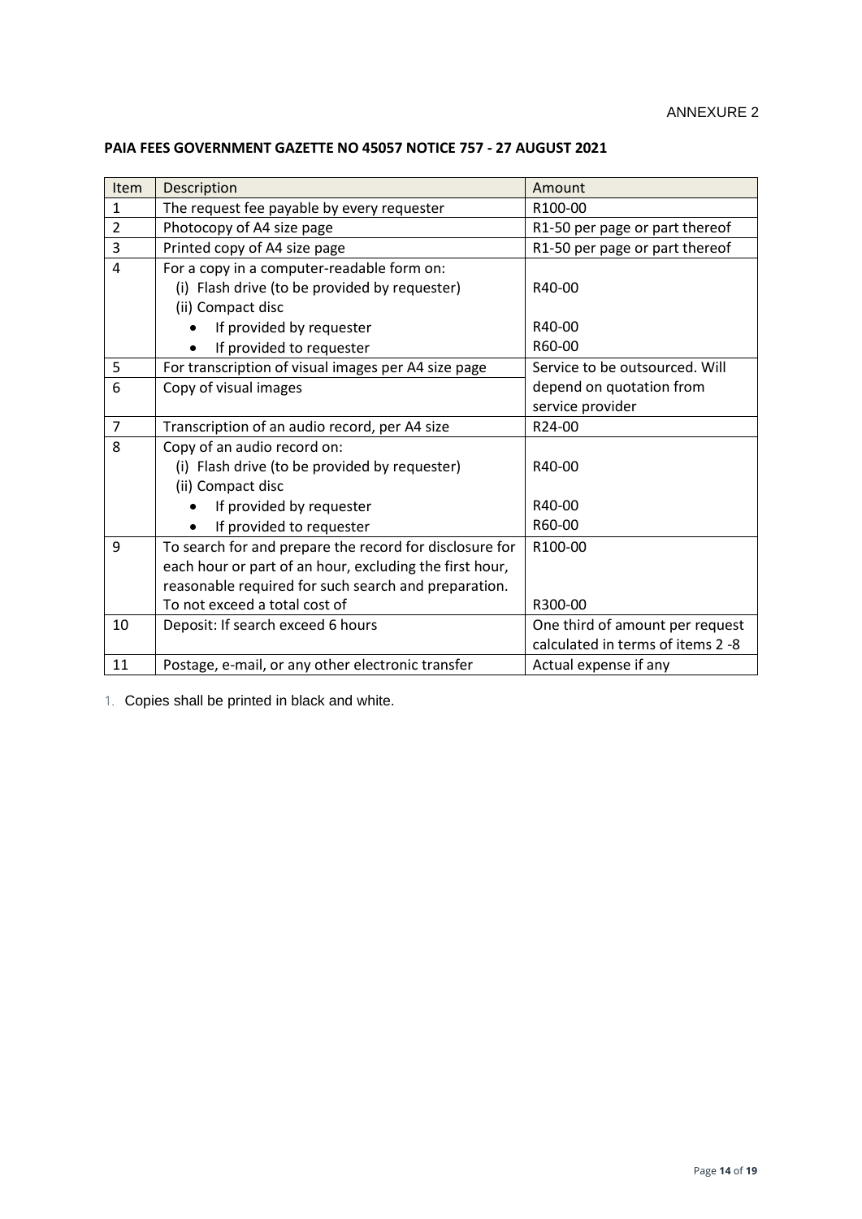ANNEXURE 2

**PAIA FEES GOVERNMENT GAZETTE NO 45057 NOTICE 757 - 27 AUGUST 2021**

| Item | Description | Amount |
|---|---|---|
| 1 | The request fee payable by every requester | R100-00 |
| 2 | Photocopy of A4 size page | R1-50 per page or part thereof |
| 3 | Printed copy of A4 size page | R1-50 per page or part thereof |
| 4 | For a copy in a computer-readable form on:<br>(i) Flash drive (to be provided by requester)<br>(ii) Compact disc<br>• If provided by requester<br>• If provided to requester | <br>R40-00<br><br>R40-00<br>R60-00 |
| 5 | For transcription of visual images per A4 size page | Service to be outsourced. Will depend on quotation from service provider |
| 6 | Copy of visual images | |
| 7 | Transcription of an audio record, per A4 size | R24-00 |
| 8 | Copy of an audio record on:<br>(i) Flash drive (to be provided by requester)<br>(ii) Compact disc<br>• If provided by requester<br>• If provided to requester | <br>R40-00<br><br>R40-00<br>R60-00 |
| 9 | To search for and prepare the record for disclosure for each hour or part of an hour, excluding the first hour, reasonable required for such search and preparation.<br>To not exceed a total cost of | R100-00<br><br><br>R300-00 |
| 10 | Deposit: If search exceed 6 hours | One third of amount per request calculated in terms of items 2 -8 |
| 11 | Postage, e-mail, or any other electronic transfer | Actual expense if any |

1. Copies shall be printed in black and white.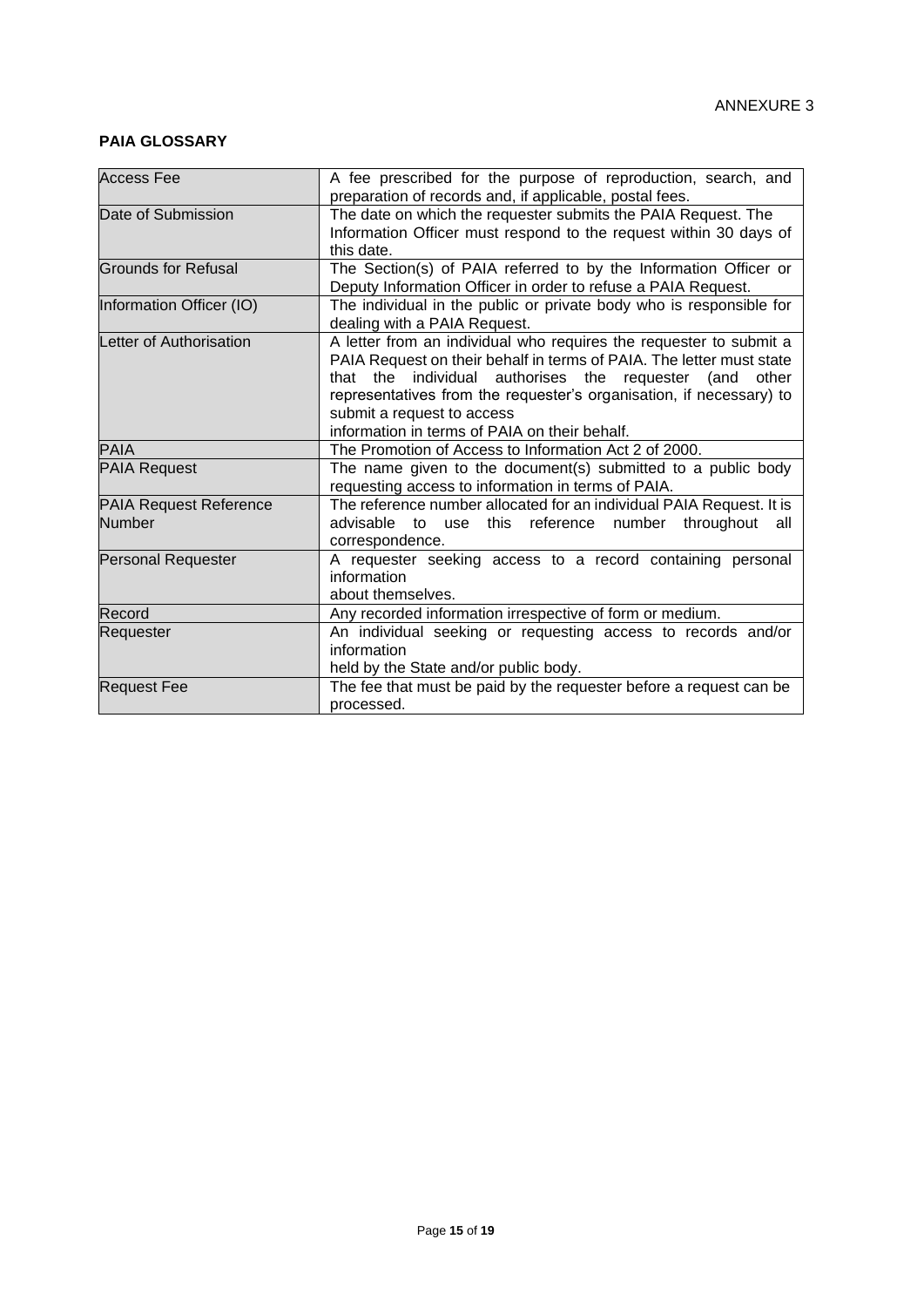ANNEXURE 3

**PAIA GLOSSARY**

| Term | Definition |
|---|---|
| Access Fee | A fee prescribed for the purpose of reproduction, search, and preparation of records and, if applicable, postal fees. |
| Date of Submission | The date on which the requester submits the PAIA Request. The Information Officer must respond to the request within 30 days of this date. |
| Grounds for Refusal | The Section(s) of PAIA referred to by the Information Officer or Deputy Information Officer in order to refuse a PAIA Request. |
| Information Officer (IO) | The individual in the public or private body who is responsible for dealing with a PAIA Request. |
| Letter of Authorisation | A letter from an individual who requires the requester to submit a PAIA Request on their behalf in terms of PAIA. The letter must state that the individual authorises the requester (and other representatives from the requester's organisation, if necessary) to submit a request to access information in terms of PAIA on their behalf. |
| PAIA | The Promotion of Access to Information Act 2 of 2000. |
| PAIA Request | The name given to the document(s) submitted to a public body requesting access to information in terms of PAIA. |
| PAIA Request Reference Number | The reference number allocated for an individual PAIA Request. It is advisable to use this reference number throughout all correspondence. |
| Personal Requester | A requester seeking access to a record containing personal information about themselves. |
| Record | Any recorded information irrespective of form or medium. |
| Requester | An individual seeking or requesting access to records and/or information held by the State and/or public body. |
| Request Fee | The fee that must be paid by the requester before a request can be processed. |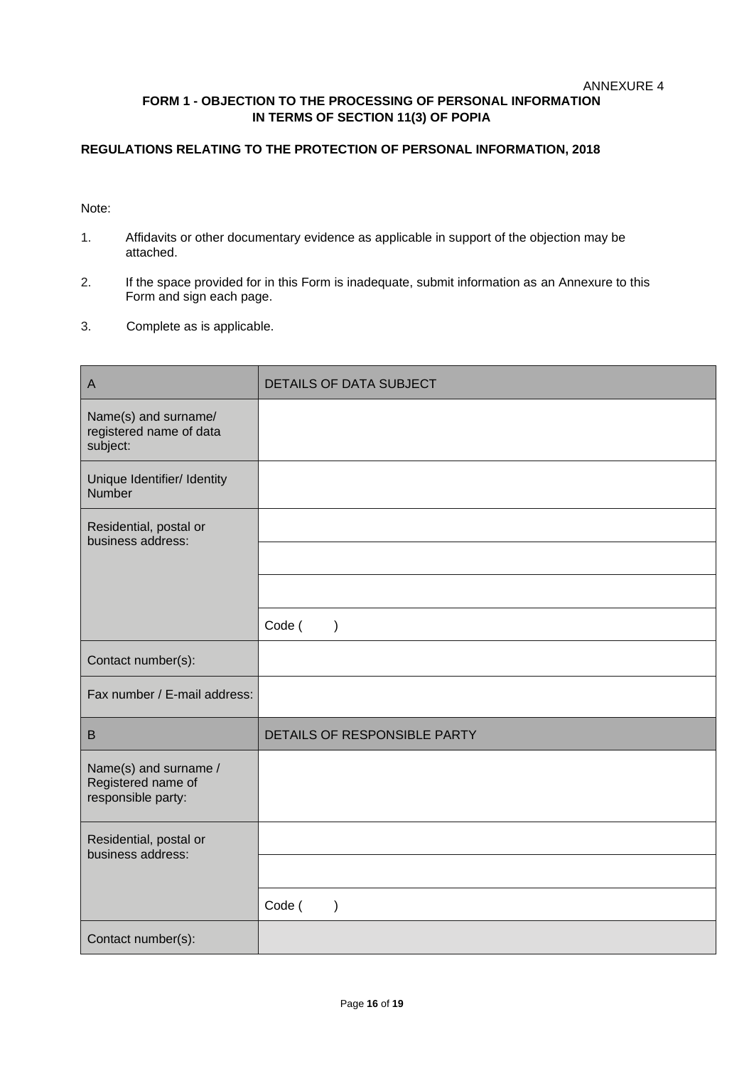ANNEXURE 4

**FORM 1 - OBJECTION TO THE PROCESSING OF PERSONAL INFORMATION IN TERMS OF SECTION 11(3) OF POPIA**

**REGULATIONS RELATING TO THE PROTECTION OF PERSONAL INFORMATION, 2018**

Note:

1. Affidavits or other documentary evidence as applicable in support of the objection may be attached.
2. If the space provided for in this Form is inadequate, submit information as an Annexure to this Form and sign each page.
3. Complete as is applicable.

| A | DETAILS OF DATA SUBJECT |
|---|---|
| Name(s) and surname/ registered name of data subject: | |
| Unique Identifier/ Identity Number | |
| Residential, postal or business address: | |
| | |
| | |
| | Code (      ) |
| Contact number(s): | |
| Fax number / E-mail address: | |
| **B** | **DETAILS OF RESPONSIBLE PARTY** |
| Name(s) and surname / Registered name of responsible party: | |
| Residential, postal or business address: | |
| | |
| | Code (      ) |
| Contact number(s): | |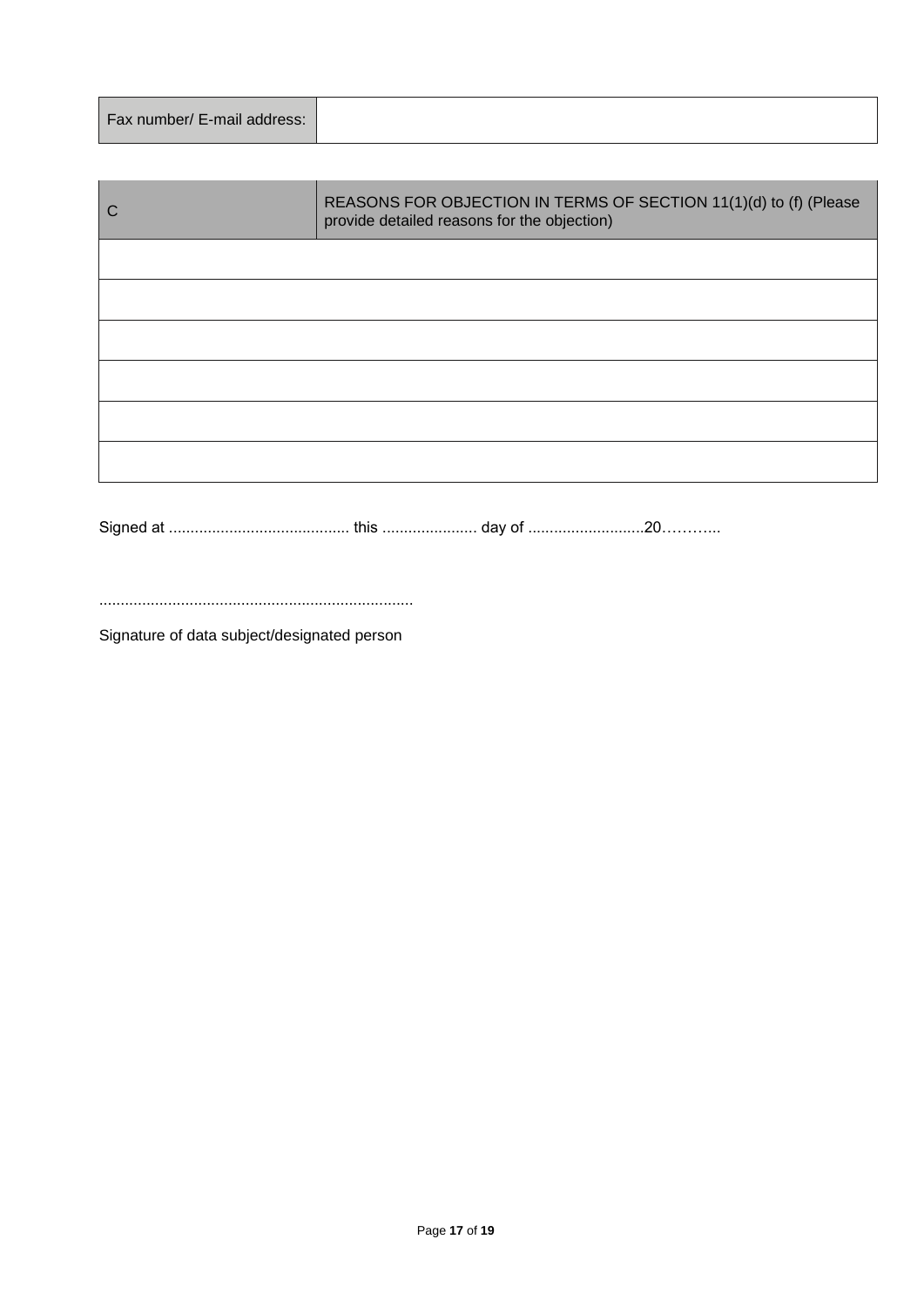| Fax number/ E-mail address: | |
|---|---|

| C | REASONS FOR OBJECTION IN TERMS OF SECTION 11(1)(d) to (f) (Please provide detailed reasons for the objection) |
|---|---|
| | |
| | |
| | |
| | |
| | |
| | |

Signed at .......................................... this ...................... day of ...........................20………..

........................................................................

Signature of data subject/designated person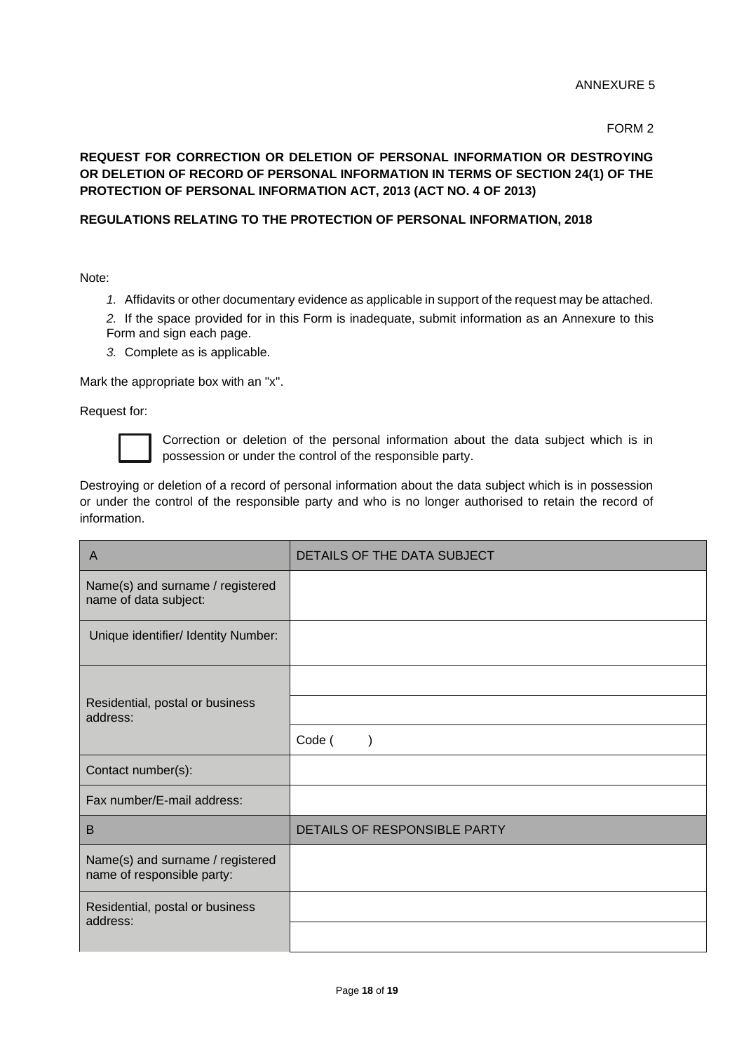ANNEXURE 5

FORM 2

**REQUEST FOR CORRECTION OR DELETION OF PERSONAL INFORMATION OR DESTROYING OR DELETION OF RECORD OF PERSONAL INFORMATION IN TERMS OF SECTION 24(1) OF THE PROTECTION OF PERSONAL INFORMATION ACT, 2013 (ACT NO. 4 OF 2013)**

**REGULATIONS RELATING TO THE PROTECTION OF PERSONAL INFORMATION, 2018**

Note:

*1.* Affidavits or other documentary evidence as applicable in support of the request may be attached.

*2.* If the space provided for in this Form is inadequate, submit information as an Annexure to this Form and sign each page.

*3.* Complete as is applicable.

Mark the appropriate box with an "x".

Request for:

☐ Correction or deletion of the personal information about the data subject which is in possession or under the control of the responsible party.

Destroying or deletion of a record of personal information about the data subject which is in possession or under the control of the responsible party and who is no longer authorised to retain the record of information.

| A | DETAILS OF THE DATA SUBJECT |
|---|---|
| Name(s) and surname / registered name of data subject: | |
| Unique identifier/ Identity Number: | |
| Residential, postal or business address: | |
| | |
| | Code ( ) |
| Contact number(s): | |
| Fax number/E-mail address: | |
| **B** | **DETAILS OF RESPONSIBLE PARTY** |
| Name(s) and surname / registered name of responsible party: | |
| Residential, postal or business address: | |
| | |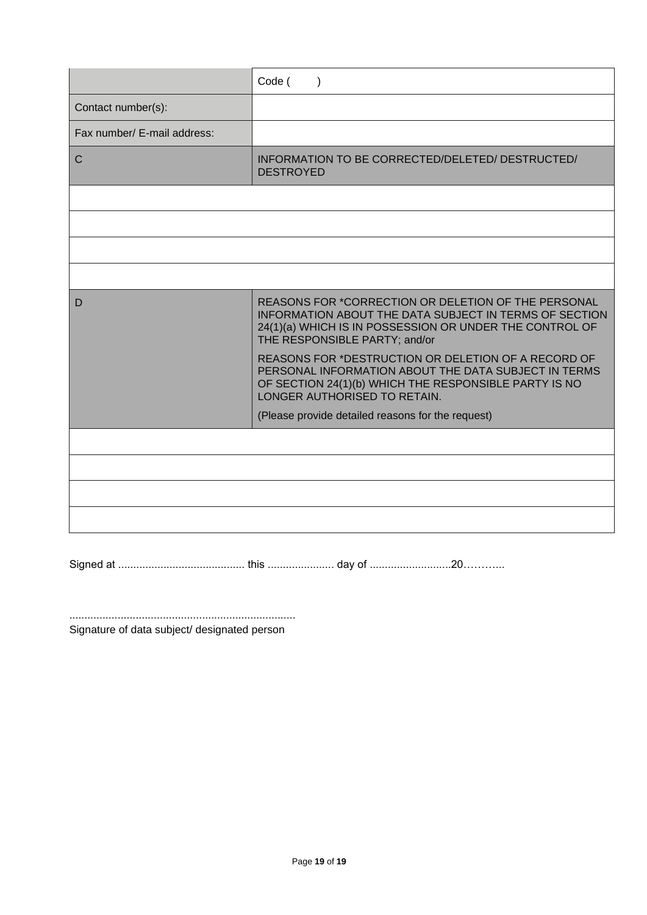| | |
|---|---|
| | Code ( ) |
| Contact number(s): | |
| Fax number/ E-mail address: | |
| C | INFORMATION TO BE CORRECTED/DELETED/ DESTRUCTED/ DESTROYED |
| | |
| | |
| | |
| | |
| D | REASONS FOR *CORRECTION OR DELETION OF THE PERSONAL INFORMATION ABOUT THE DATA SUBJECT IN TERMS OF SECTION 24(1)(a) WHICH IS IN POSSESSION OR UNDER THE CONTROL OF THE RESPONSIBLE PARTY; and/or<br><br>REASONS FOR *DESTRUCTION OR DELETION OF A RECORD OF PERSONAL INFORMATION ABOUT THE DATA SUBJECT IN TERMS OF SECTION 24(1)(b) WHICH THE RESPONSIBLE PARTY IS NO LONGER AUTHORISED TO RETAIN.<br><br>(Please provide detailed reasons for the request) |
| | |
| | |
| | |
| | |

Signed at .......................................... this ...................... day of ...........................20………..

...........................................................................
Signature of data subject/ designated person